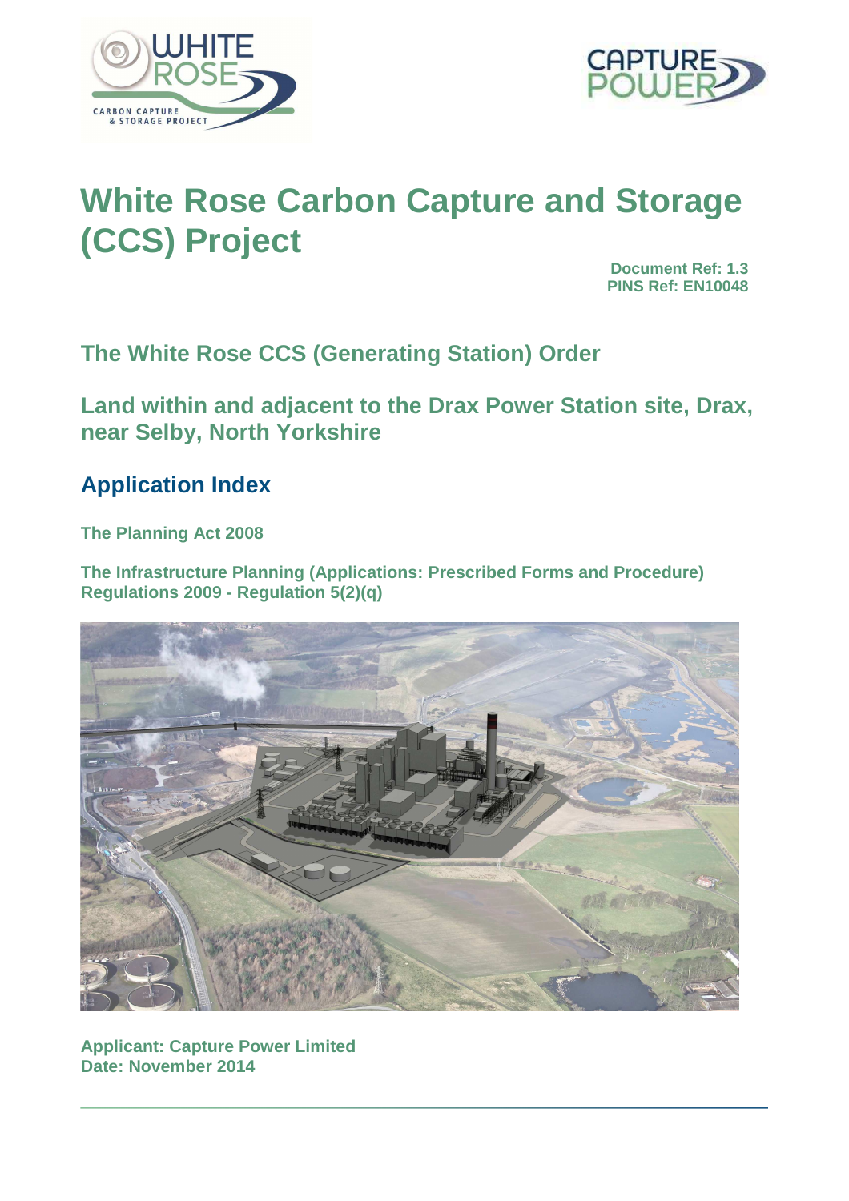# White Rose Carbon Capture and Storage (CCS) Project

**Document Ref: 1.3**
**PINS Ref: EN10048**

## The White Rose CCS (Generating Station) Order

## Land within and adjacent to the Drax Power Station site, Drax, near Selby, North Yorkshire

## Application Index

**The Planning Act 2008**

**The Infrastructure Planning (Applications: Prescribed Forms and Procedure) Regulations 2009 - Regulation 5(2)(q)**

**Applicant: Capture Power Limited**
**Date: November 2014**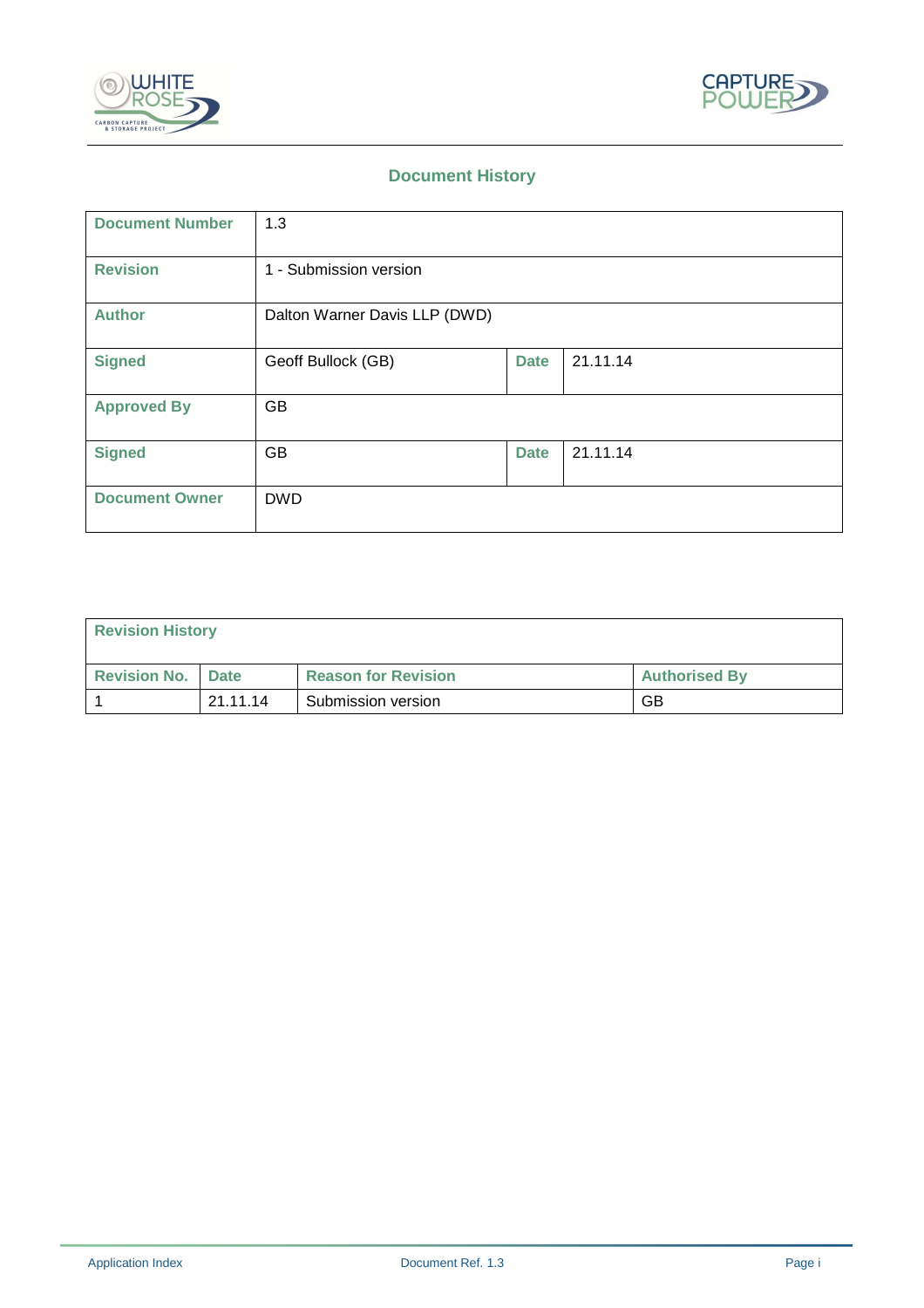## Document History

| Document Number | 1.3 | | |
|---|---|---|---|
| Revision | 1 - Submission version | | |
| Author | Dalton Warner Davis LLP (DWD) | | |
| Signed | Geoff Bullock (GB) | Date | 21.11.14 |
| Approved By | GB | | |
| Signed | GB | Date | 21.11.14 |
| Document Owner | DWD | | |

**Revision History**

| Revision No. | Date | Reason for Revision | Authorised By |
|---|---|---|---|
| 1 | 21.11.14 | Submission version | GB |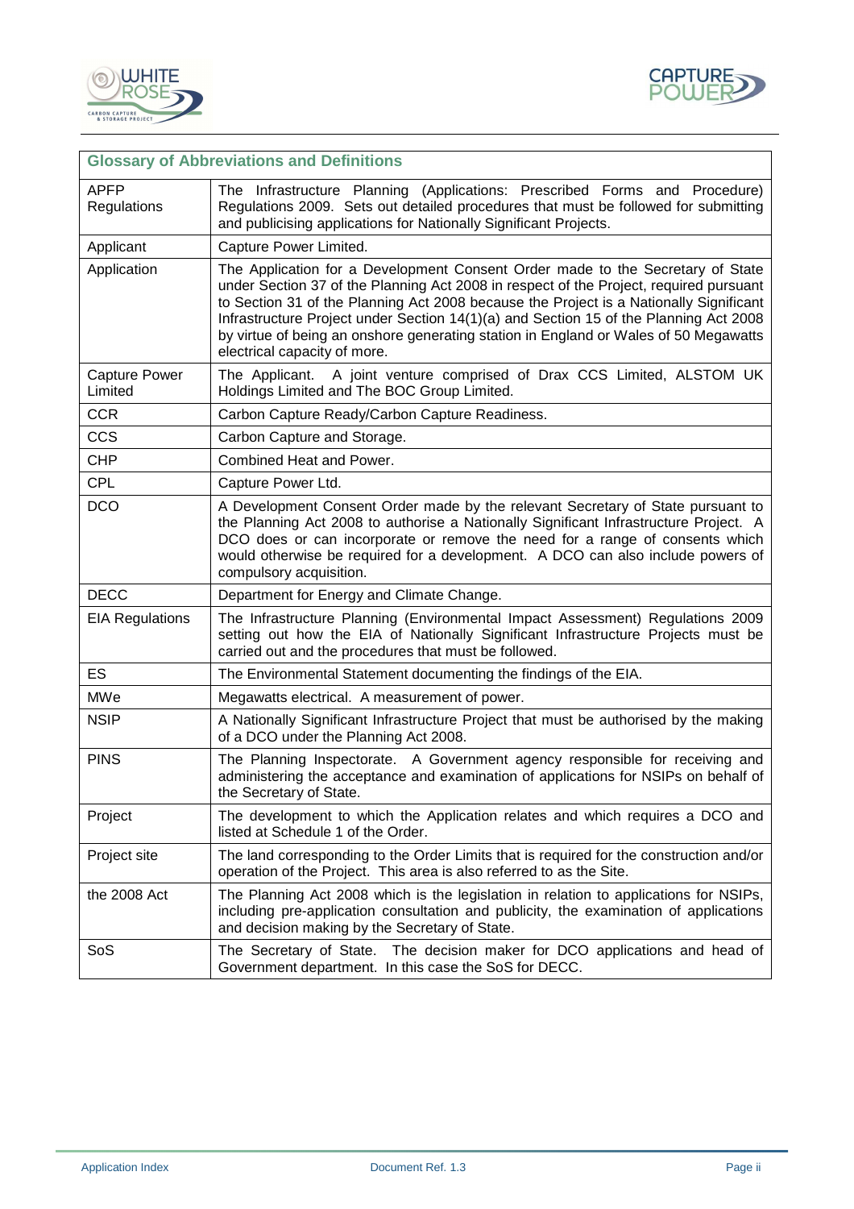| Glossary of Abbreviations and Definitions | |
|---|---|
| APFP Regulations | The Infrastructure Planning (Applications: Prescribed Forms and Procedure) Regulations 2009. Sets out detailed procedures that must be followed for submitting and publicising applications for Nationally Significant Projects. |
| Applicant | Capture Power Limited. |
| Application | The Application for a Development Consent Order made to the Secretary of State under Section 37 of the Planning Act 2008 in respect of the Project, required pursuant to Section 31 of the Planning Act 2008 because the Project is a Nationally Significant Infrastructure Project under Section 14(1)(a) and Section 15 of the Planning Act 2008 by virtue of being an onshore generating station in England or Wales of 50 Megawatts electrical capacity of more. |
| Capture Power Limited | The Applicant. A joint venture comprised of Drax CCS Limited, ALSTOM UK Holdings Limited and The BOC Group Limited. |
| CCR | Carbon Capture Ready/Carbon Capture Readiness. |
| CCS | Carbon Capture and Storage. |
| CHP | Combined Heat and Power. |
| CPL | Capture Power Ltd. |
| DCO | A Development Consent Order made by the relevant Secretary of State pursuant to the Planning Act 2008 to authorise a Nationally Significant Infrastructure Project. A DCO does or can incorporate or remove the need for a range of consents which would otherwise be required for a development. A DCO can also include powers of compulsory acquisition. |
| DECC | Department for Energy and Climate Change. |
| EIA Regulations | The Infrastructure Planning (Environmental Impact Assessment) Regulations 2009 setting out how the EIA of Nationally Significant Infrastructure Projects must be carried out and the procedures that must be followed. |
| ES | The Environmental Statement documenting the findings of the EIA. |
| MWe | Megawatts electrical. A measurement of power. |
| NSIP | A Nationally Significant Infrastructure Project that must be authorised by the making of a DCO under the Planning Act 2008. |
| PINS | The Planning Inspectorate. A Government agency responsible for receiving and administering the acceptance and examination of applications for NSIPs on behalf of the Secretary of State. |
| Project | The development to which the Application relates and which requires a DCO and listed at Schedule 1 of the Order. |
| Project site | The land corresponding to the Order Limits that is required for the construction and/or operation of the Project. This area is also referred to as the Site. |
| the 2008 Act | The Planning Act 2008 which is the legislation in relation to applications for NSIPs, including pre-application consultation and publicity, the examination of applications and decision making by the Secretary of State. |
| SoS | The Secretary of State. The decision maker for DCO applications and head of Government department. In this case the SoS for DECC. |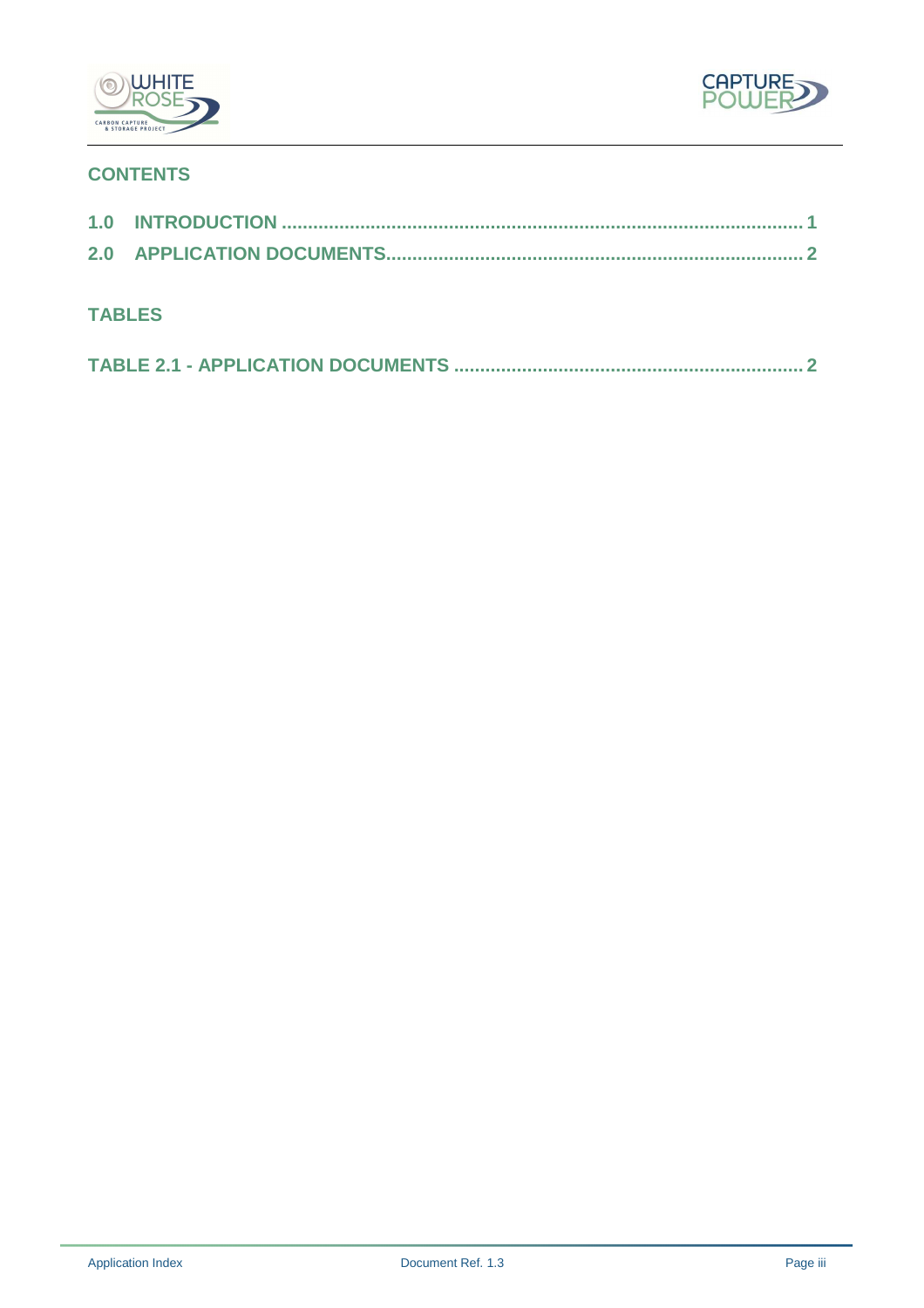## CONTENTS

**1.0 INTRODUCTION ........................................................................................................ 1**

**2.0 APPLICATION DOCUMENTS............................................................................... 2**

## TABLES

**TABLE 2.1 - APPLICATION DOCUMENTS ................................................................. 2**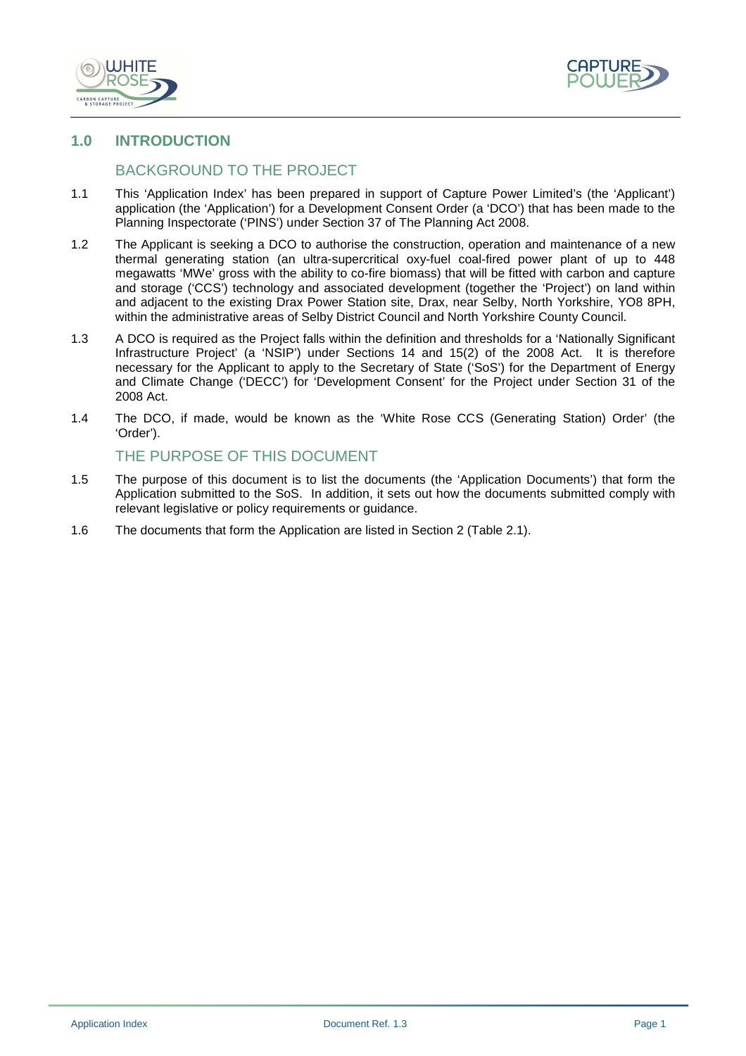## 1.0 INTRODUCTION

### BACKGROUND TO THE PROJECT

1.1 This 'Application Index' has been prepared in support of Capture Power Limited's (the 'Applicant') application (the 'Application') for a Development Consent Order (a 'DCO') that has been made to the Planning Inspectorate ('PINS') under Section 37 of The Planning Act 2008.

1.2 The Applicant is seeking a DCO to authorise the construction, operation and maintenance of a new thermal generating station (an ultra-supercritical oxy-fuel coal-fired power plant of up to 448 megawatts 'MWe' gross with the ability to co-fire biomass) that will be fitted with carbon and capture and storage ('CCS') technology and associated development (together the 'Project') on land within and adjacent to the existing Drax Power Station site, Drax, near Selby, North Yorkshire, YO8 8PH, within the administrative areas of Selby District Council and North Yorkshire County Council.

1.3 A DCO is required as the Project falls within the definition and thresholds for a 'Nationally Significant Infrastructure Project' (a 'NSIP') under Sections 14 and 15(2) of the 2008 Act. It is therefore necessary for the Applicant to apply to the Secretary of State ('SoS') for the Department of Energy and Climate Change ('DECC') for 'Development Consent' for the Project under Section 31 of the 2008 Act.

1.4 The DCO, if made, would be known as the 'White Rose CCS (Generating Station) Order' (the 'Order').

### THE PURPOSE OF THIS DOCUMENT

1.5 The purpose of this document is to list the documents (the 'Application Documents') that form the Application submitted to the SoS. In addition, it sets out how the documents submitted comply with relevant legislative or policy requirements or guidance.

1.6 The documents that form the Application are listed in Section 2 (Table 2.1).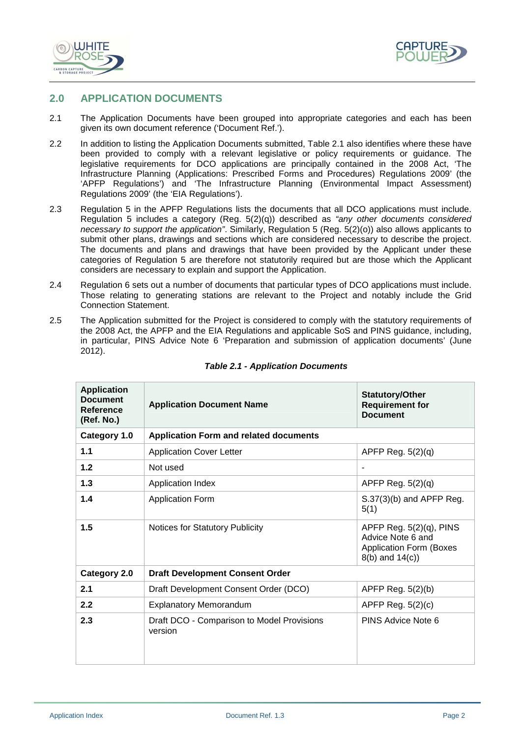## 2.0 APPLICATION DOCUMENTS

2.1 The Application Documents have been grouped into appropriate categories and each has been given its own document reference ('Document Ref.').

2.2 In addition to listing the Application Documents submitted, Table 2.1 also identifies where these have been provided to comply with a relevant legislative or policy requirements or guidance. The legislative requirements for DCO applications are principally contained in the 2008 Act, 'The Infrastructure Planning (Applications: Prescribed Forms and Procedures) Regulations 2009' (the 'APFP Regulations') and 'The Infrastructure Planning (Environmental Impact Assessment) Regulations 2009' (the 'EIA Regulations').

2.3 Regulation 5 in the APFP Regulations lists the documents that all DCO applications must include. Regulation 5 includes a category (Reg. 5(2)(q)) described as *"any other documents considered necessary to support the application"*. Similarly, Regulation 5 (Reg. 5(2)(o)) also allows applicants to submit other plans, drawings and sections which are considered necessary to describe the project. The documents and plans and drawings that have been provided by the Applicant under these categories of Regulation 5 are therefore not statutorily required but are those which the Applicant considers are necessary to explain and support the Application.

2.4 Regulation 6 sets out a number of documents that particular types of DCO applications must include. Those relating to generating stations are relevant to the Project and notably include the Grid Connection Statement.

2.5 The Application submitted for the Project is considered to comply with the statutory requirements of the 2008 Act, the APFP and the EIA Regulations and applicable SoS and PINS guidance, including, in particular, PINS Advice Note 6 'Preparation and submission of application documents' (June 2012).

***Table 2.1 - Application Documents***

| Application Document Reference (Ref. No.) | Application Document Name | Statutory/Other Requirement for Document |
|---|---|---|
| **Category 1.0** | **Application Form and related documents** | |
| **1.1** | Application Cover Letter | APFP Reg. 5(2)(q) |
| **1.2** | Not used | - |
| **1.3** | Application Index | APFP Reg. 5(2)(q) |
| **1.4** | Application Form | S.37(3)(b) and APFP Reg. 5(1) |
| **1.5** | Notices for Statutory Publicity | APFP Reg. 5(2)(q), PINS Advice Note 6 and Application Form (Boxes 8(b) and 14(c)) |
| **Category 2.0** | **Draft Development Consent Order** | |
| **2.1** | Draft Development Consent Order (DCO) | APFP Reg. 5(2)(b) |
| **2.2** | Explanatory Memorandum | APFP Reg. 5(2)(c) |
| **2.3** | Draft DCO - Comparison to Model Provisions version | PINS Advice Note 6 |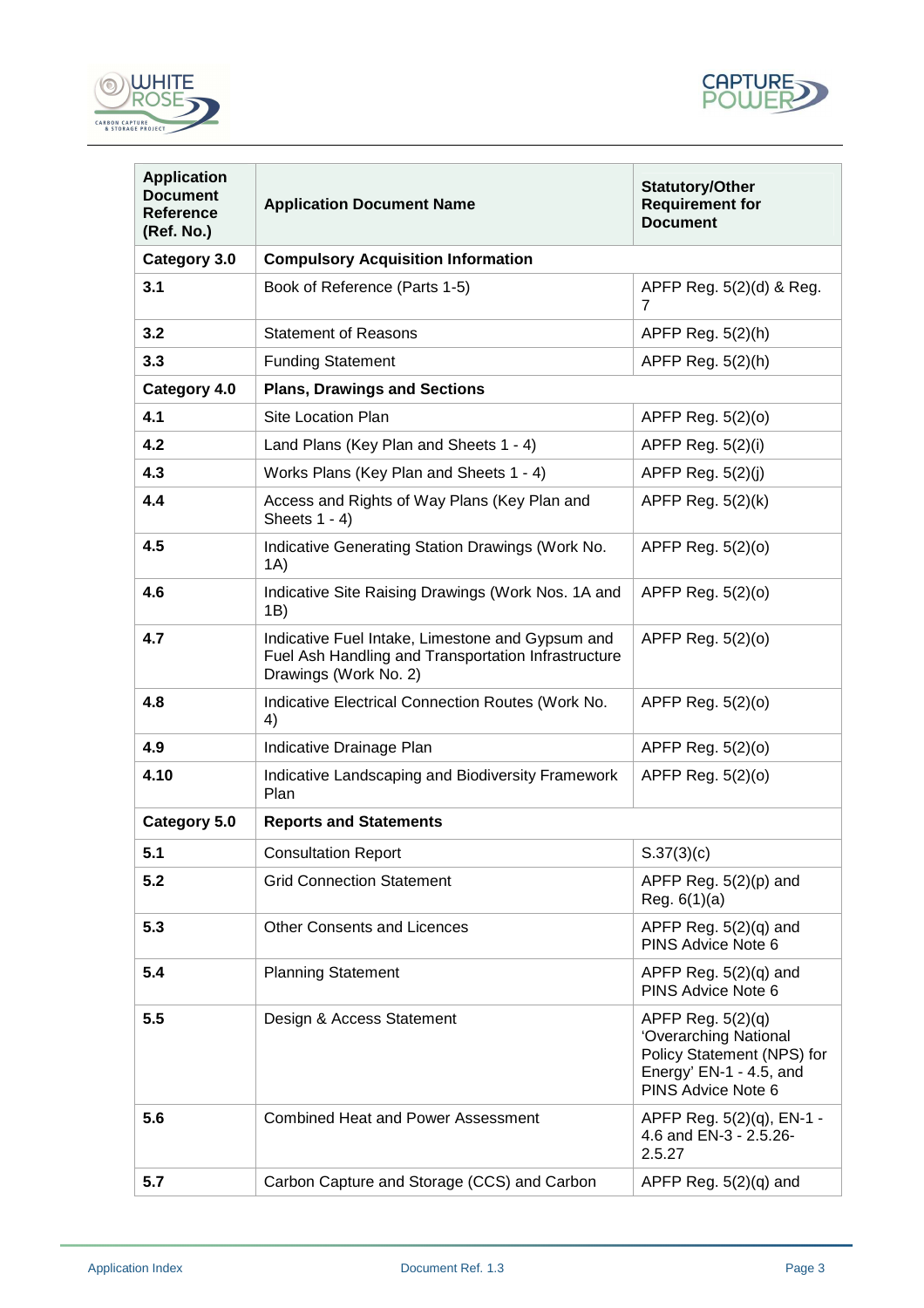| Application Document Reference (Ref. No.) | Application Document Name | Statutory/Other Requirement for Document |
| --- | --- | --- |
| **Category 3.0** | **Compulsory Acquisition Information** | |
| **3.1** | Book of Reference (Parts 1-5) | APFP Reg. 5(2)(d) & Reg. 7 |
| **3.2** | Statement of Reasons | APFP Reg. 5(2)(h) |
| **3.3** | Funding Statement | APFP Reg. 5(2)(h) |
| **Category 4.0** | **Plans, Drawings and Sections** | |
| **4.1** | Site Location Plan | APFP Reg. 5(2)(o) |
| **4.2** | Land Plans (Key Plan and Sheets 1 - 4) | APFP Reg. 5(2)(i) |
| **4.3** | Works Plans (Key Plan and Sheets 1 - 4) | APFP Reg. 5(2)(j) |
| **4.4** | Access and Rights of Way Plans (Key Plan and Sheets 1 - 4) | APFP Reg. 5(2)(k) |
| **4.5** | Indicative Generating Station Drawings (Work No. 1A) | APFP Reg. 5(2)(o) |
| **4.6** | Indicative Site Raising Drawings (Work Nos. 1A and 1B) | APFP Reg. 5(2)(o) |
| **4.7** | Indicative Fuel Intake, Limestone and Gypsum and Fuel Ash Handling and Transportation Infrastructure Drawings (Work No. 2) | APFP Reg. 5(2)(o) |
| **4.8** | Indicative Electrical Connection Routes (Work No. 4) | APFP Reg. 5(2)(o) |
| **4.9** | Indicative Drainage Plan | APFP Reg. 5(2)(o) |
| **4.10** | Indicative Landscaping and Biodiversity Framework Plan | APFP Reg. 5(2)(o) |
| **Category 5.0** | **Reports and Statements** | |
| **5.1** | Consultation Report | S.37(3)(c) |
| **5.2** | Grid Connection Statement | APFP Reg. 5(2)(p) and Reg. 6(1)(a) |
| **5.3** | Other Consents and Licences | APFP Reg. 5(2)(q) and PINS Advice Note 6 |
| **5.4** | Planning Statement | APFP Reg. 5(2)(q) and PINS Advice Note 6 |
| **5.5** | Design & Access Statement | APFP Reg. 5(2)(q) 'Overarching National Policy Statement (NPS) for Energy' EN-1 - 4.5, and PINS Advice Note 6 |
| **5.6** | Combined Heat and Power Assessment | APFP Reg. 5(2)(q), EN-1 - 4.6 and EN-3 - 2.5.26-2.5.27 |
| **5.7** | Carbon Capture and Storage (CCS) and Carbon | APFP Reg. 5(2)(q) and |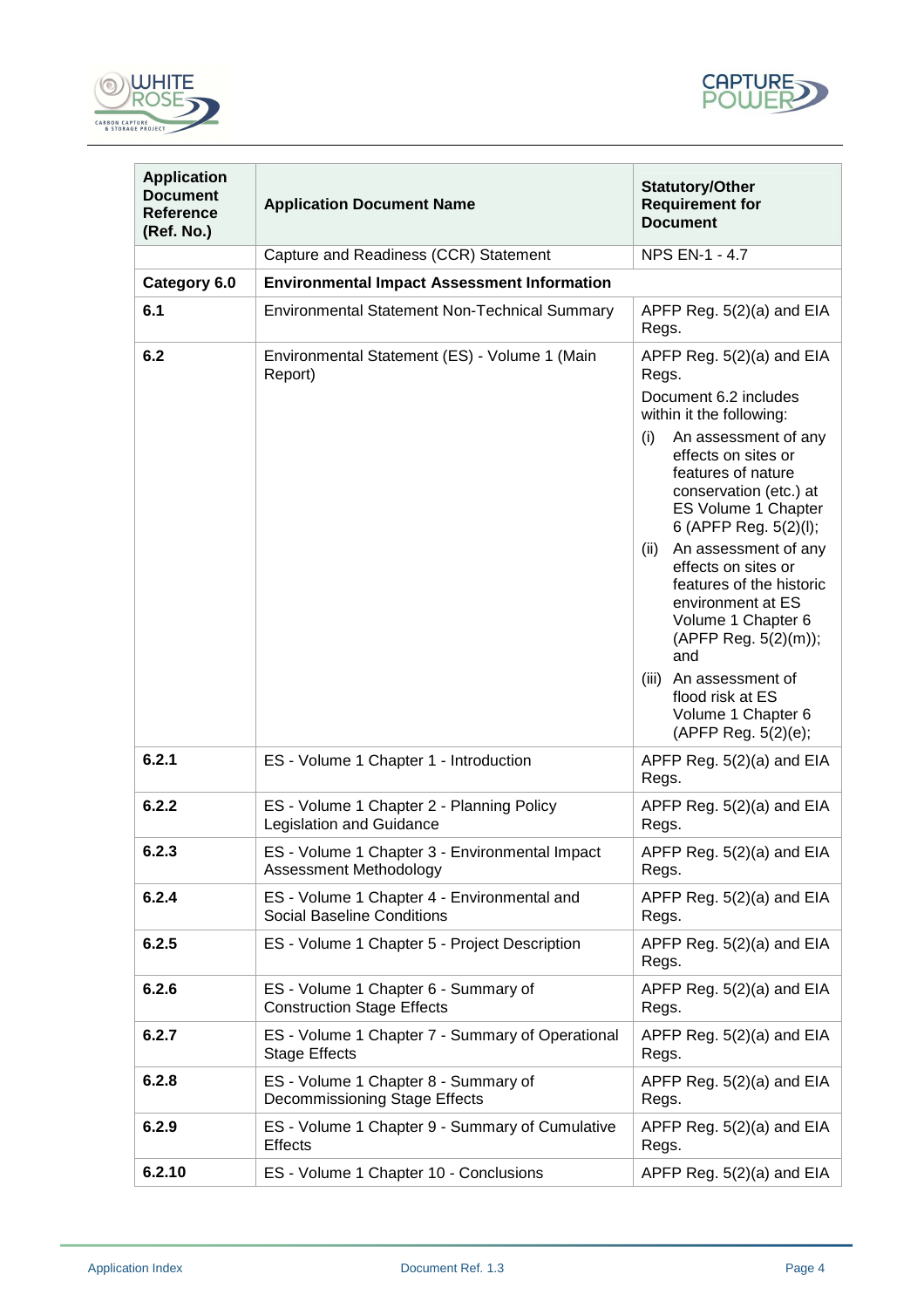| Application Document Reference (Ref. No.) | Application Document Name | Statutory/Other Requirement for Document |
|---|---|---|
| | Capture and Readiness (CCR) Statement | NPS EN-1 - 4.7 |
| **Category 6.0** | **Environmental Impact Assessment Information** | |
| **6.1** | Environmental Statement Non-Technical Summary | APFP Reg. 5(2)(a) and EIA Regs. |
| **6.2** | Environmental Statement (ES) - Volume 1 (Main Report) | APFP Reg. 5(2)(a) and EIA Regs. Document 6.2 includes within it the following: (i) An assessment of any effects on sites or features of nature conservation (etc.) at ES Volume 1 Chapter 6 (APFP Reg. 5(2)(l); (ii) An assessment of any effects on sites or features of the historic environment at ES Volume 1 Chapter 6 (APFP Reg. 5(2)(m)); and (iii) An assessment of flood risk at ES Volume 1 Chapter 6 (APFP Reg. 5(2)(e); |
| **6.2.1** | ES - Volume 1 Chapter 1 - Introduction | APFP Reg. 5(2)(a) and EIA Regs. |
| **6.2.2** | ES - Volume 1 Chapter 2 - Planning Policy Legislation and Guidance | APFP Reg. 5(2)(a) and EIA Regs. |
| **6.2.3** | ES - Volume 1 Chapter 3 - Environmental Impact Assessment Methodology | APFP Reg. 5(2)(a) and EIA Regs. |
| **6.2.4** | ES - Volume 1 Chapter 4 - Environmental and Social Baseline Conditions | APFP Reg. 5(2)(a) and EIA Regs. |
| **6.2.5** | ES - Volume 1 Chapter 5 - Project Description | APFP Reg. 5(2)(a) and EIA Regs. |
| **6.2.6** | ES - Volume 1 Chapter 6 - Summary of Construction Stage Effects | APFP Reg. 5(2)(a) and EIA Regs. |
| **6.2.7** | ES - Volume 1 Chapter 7 - Summary of Operational Stage Effects | APFP Reg. 5(2)(a) and EIA Regs. |
| **6.2.8** | ES - Volume 1 Chapter 8 - Summary of Decommissioning Stage Effects | APFP Reg. 5(2)(a) and EIA Regs. |
| **6.2.9** | ES - Volume 1 Chapter 9 - Summary of Cumulative Effects | APFP Reg. 5(2)(a) and EIA Regs. |
| **6.2.10** | ES - Volume 1 Chapter 10 - Conclusions | APFP Reg. 5(2)(a) and EIA |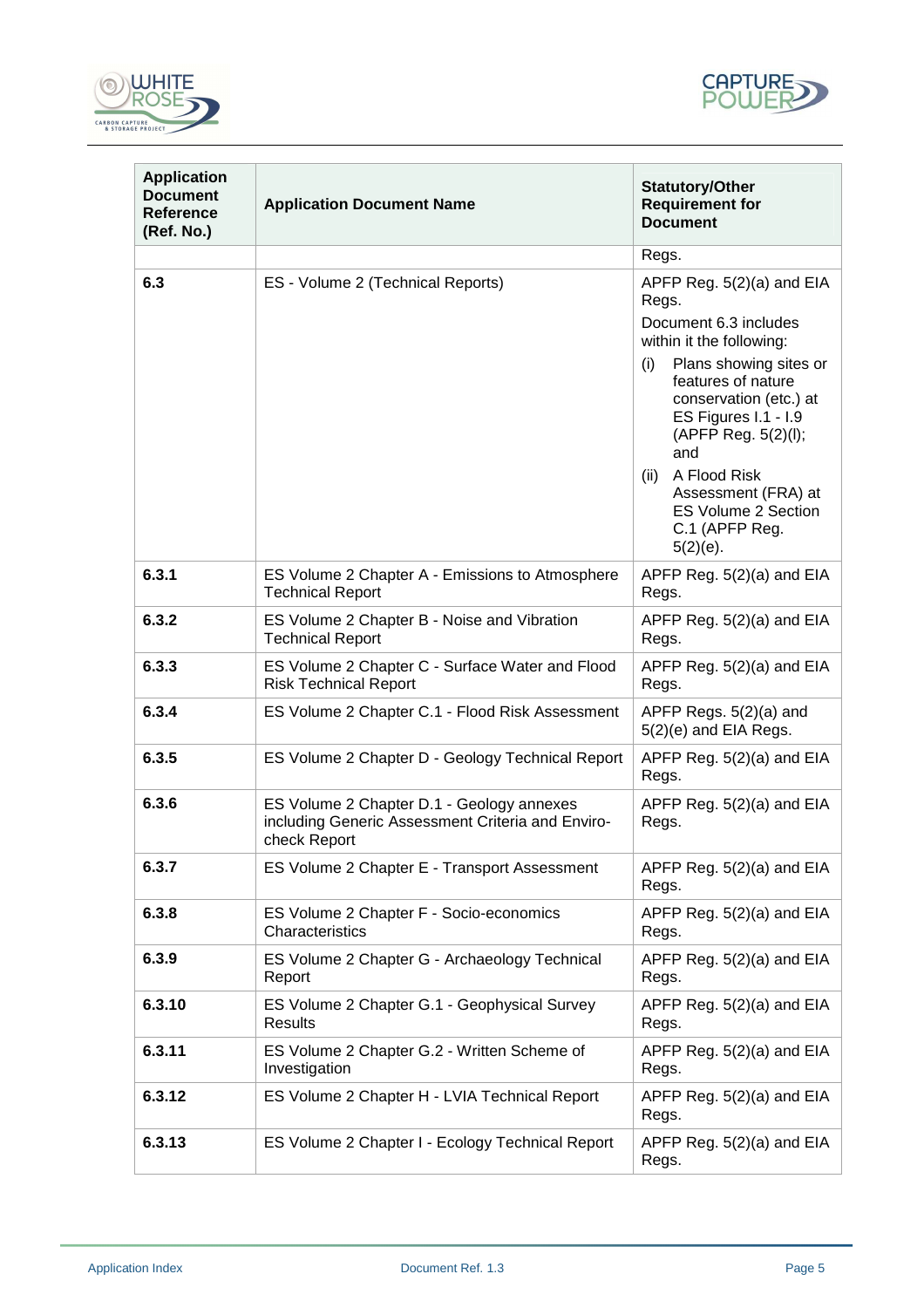| Application Document Reference (Ref. No.) | Application Document Name | Statutory/Other Requirement for Document |
|---|---|---|
| | | Regs. |
| **6.3** | ES - Volume 2 (Technical Reports) | APFP Reg. 5(2)(a) and EIA Regs. Document 6.3 includes within it the following: (i) Plans showing sites or features of nature conservation (etc.) at ES Figures I.1 - I.9 (APFP Reg. 5(2)(l); and (ii) A Flood Risk Assessment (FRA) at ES Volume 2 Section C.1 (APFP Reg. 5(2)(e). |
| **6.3.1** | ES Volume 2 Chapter A - Emissions to Atmosphere Technical Report | APFP Reg. 5(2)(a) and EIA Regs. |
| **6.3.2** | ES Volume 2 Chapter B - Noise and Vibration Technical Report | APFP Reg. 5(2)(a) and EIA Regs. |
| **6.3.3** | ES Volume 2 Chapter C - Surface Water and Flood Risk Technical Report | APFP Reg. 5(2)(a) and EIA Regs. |
| **6.3.4** | ES Volume 2 Chapter C.1 - Flood Risk Assessment | APFP Regs. 5(2)(a) and 5(2)(e) and EIA Regs. |
| **6.3.5** | ES Volume 2 Chapter D - Geology Technical Report | APFP Reg. 5(2)(a) and EIA Regs. |
| **6.3.6** | ES Volume 2 Chapter D.1 - Geology annexes including Generic Assessment Criteria and Enviro-check Report | APFP Reg. 5(2)(a) and EIA Regs. |
| **6.3.7** | ES Volume 2 Chapter E - Transport Assessment | APFP Reg. 5(2)(a) and EIA Regs. |
| **6.3.8** | ES Volume 2 Chapter F - Socio-economics Characteristics | APFP Reg. 5(2)(a) and EIA Regs. |
| **6.3.9** | ES Volume 2 Chapter G - Archaeology Technical Report | APFP Reg. 5(2)(a) and EIA Regs. |
| **6.3.10** | ES Volume 2 Chapter G.1 - Geophysical Survey Results | APFP Reg. 5(2)(a) and EIA Regs. |
| **6.3.11** | ES Volume 2 Chapter G.2 - Written Scheme of Investigation | APFP Reg. 5(2)(a) and EIA Regs. |
| **6.3.12** | ES Volume 2 Chapter H - LVIA Technical Report | APFP Reg. 5(2)(a) and EIA Regs. |
| **6.3.13** | ES Volume 2 Chapter I - Ecology Technical Report | APFP Reg. 5(2)(a) and EIA Regs. |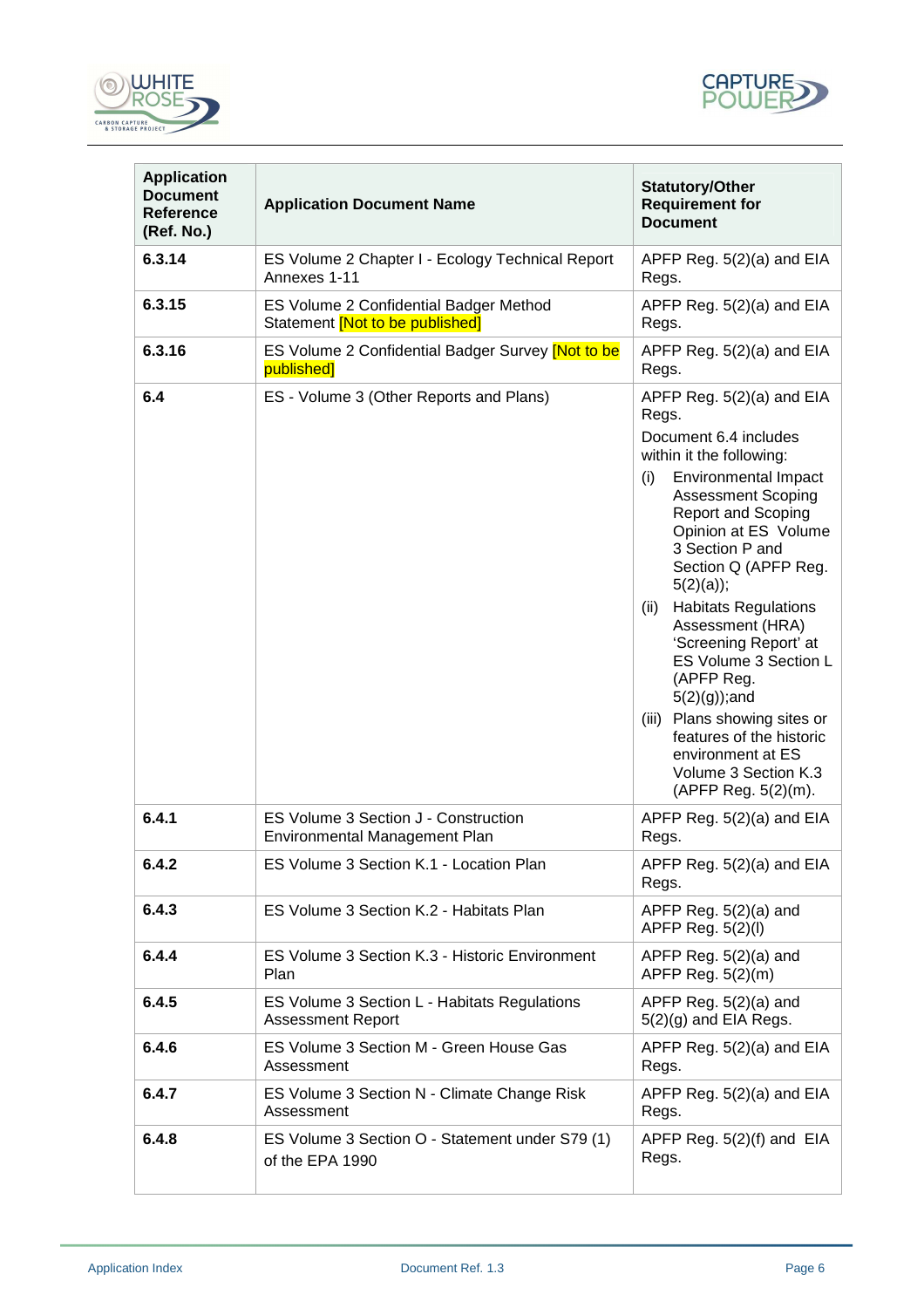| Application Document Reference (Ref. No.) | Application Document Name | Statutory/Other Requirement for Document |
|---|---|---|
| **6.3.14** | ES Volume 2 Chapter I - Ecology Technical Report Annexes 1-11 | APFP Reg. 5(2)(a) and EIA Regs. |
| **6.3.15** | ES Volume 2 Confidential Badger Method Statement [Not to be published] | APFP Reg. 5(2)(a) and EIA Regs. |
| **6.3.16** | ES Volume 2 Confidential Badger Survey [Not to be published] | APFP Reg. 5(2)(a) and EIA Regs. |
| **6.4** | ES - Volume 3 (Other Reports and Plans) | APFP Reg. 5(2)(a) and EIA Regs. Document 6.4 includes within it the following: (i) Environmental Impact Assessment Scoping Report and Scoping Opinion at ES Volume 3 Section P and Section Q (APFP Reg. 5(2)(a)); (ii) Habitats Regulations Assessment (HRA) 'Screening Report' at ES Volume 3 Section L (APFP Reg. 5(2)(g));and (iii) Plans showing sites or features of the historic environment at ES Volume 3 Section K.3 (APFP Reg. 5(2)(m). |
| **6.4.1** | ES Volume 3 Section J - Construction Environmental Management Plan | APFP Reg. 5(2)(a) and EIA Regs. |
| **6.4.2** | ES Volume 3 Section K.1 - Location Plan | APFP Reg. 5(2)(a) and EIA Regs. |
| **6.4.3** | ES Volume 3 Section K.2 - Habitats Plan | APFP Reg. 5(2)(a) and APFP Reg. 5(2)(l) |
| **6.4.4** | ES Volume 3 Section K.3 - Historic Environment Plan | APFP Reg. 5(2)(a) and APFP Reg. 5(2)(m) |
| **6.4.5** | ES Volume 3 Section L - Habitats Regulations Assessment Report | APFP Reg. 5(2)(a) and 5(2)(g) and EIA Regs. |
| **6.4.6** | ES Volume 3 Section M - Green House Gas Assessment | APFP Reg. 5(2)(a) and EIA Regs. |
| **6.4.7** | ES Volume 3 Section N - Climate Change Risk Assessment | APFP Reg. 5(2)(a) and EIA Regs. |
| **6.4.8** | ES Volume 3 Section O - Statement under S79 (1) of the EPA 1990 | APFP Reg. 5(2)(f) and EIA Regs. |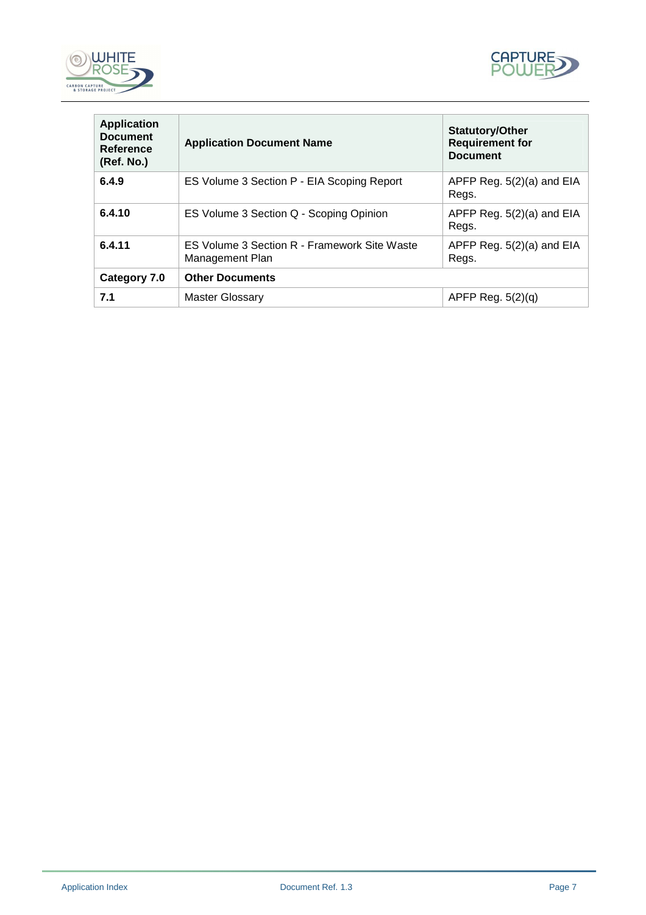| Application Document Reference (Ref. No.) | Application Document Name | Statutory/Other Requirement for Document |
|---|---|---|
| **6.4.9** | ES Volume 3 Section P - EIA Scoping Report | APFP Reg. 5(2)(a) and EIA Regs. |
| **6.4.10** | ES Volume 3 Section Q - Scoping Opinion | APFP Reg. 5(2)(a) and EIA Regs. |
| **6.4.11** | ES Volume 3 Section R - Framework Site Waste Management Plan | APFP Reg. 5(2)(a) and EIA Regs. |
| **Category 7.0** | **Other Documents** | |
| **7.1** | Master Glossary | APFP Reg. 5(2)(q) |